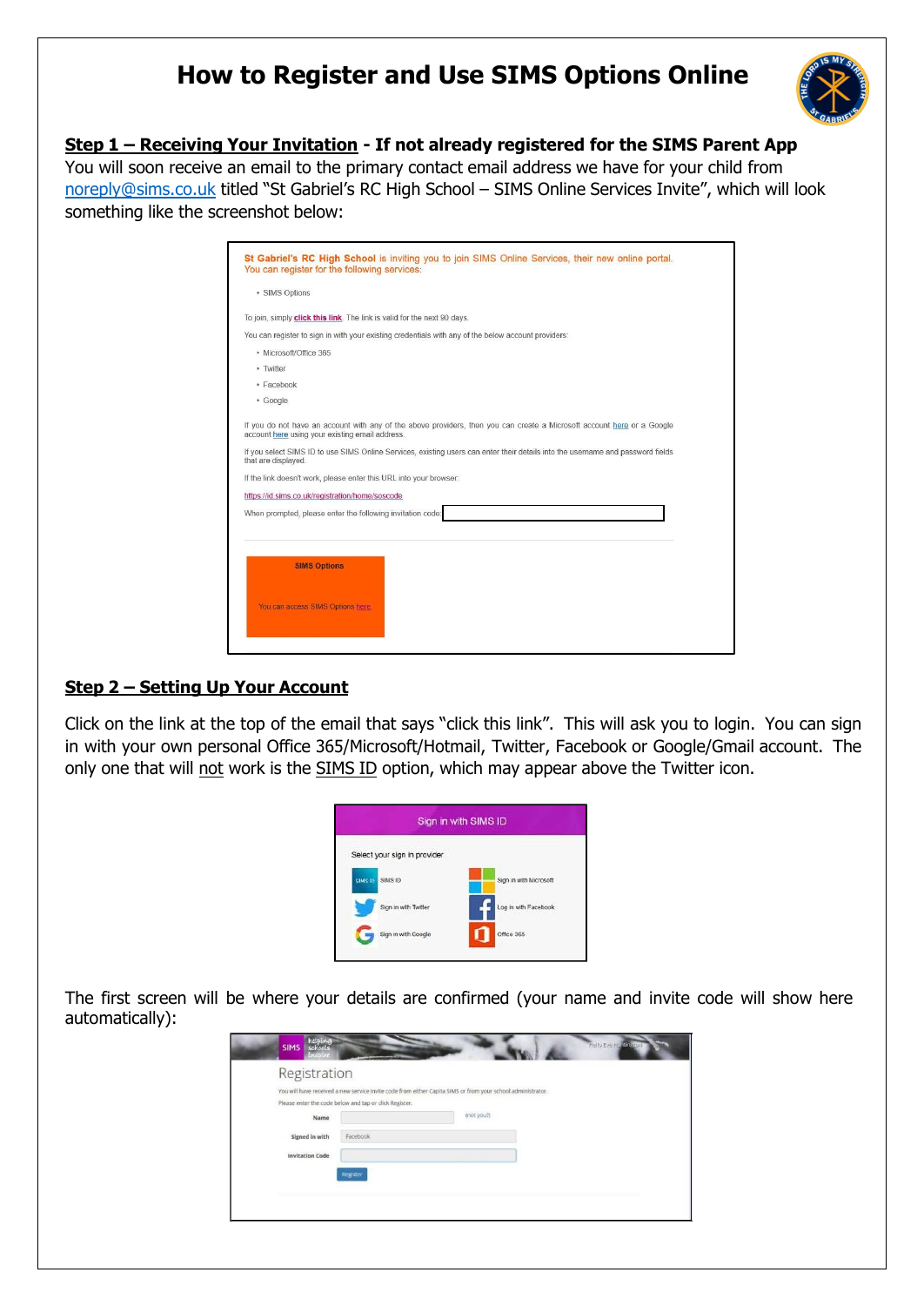# How to Register and Use SIMS Options Online

**Step 1 – Receiving Your Invitation - If not already registered for the SIMS Parent App**

You will soon receive an email to the primary contact email address we have for your child from noreply@sims.co.uk titled "St Gabriel's RC High School – SIMS Online Services Invite", which will look something like the screenshot below:

St Gabriel's RC High School is inviting you to join SIMS Online Services, their new online portal.
You can register for the following services:

- SIMS Options

To join, simply click this link. The link is valid for the next 90 days.

You can register to sign in with your existing credentials with any of the below account providers:

- Microsoft/Office 365
- Twitter
- Facebook
- Google

If you do not have an account with any of the above providers, then you can create a Microsoft account here or a Google account here using your existing email address.

If you select SIMS ID to use SIMS Online Services, existing users can enter their details into the username and password fields that are displayed.

If the link doesn't work, please enter this URL into your browser:

https://id.sims.co.uk/registration/home/soscode

When prompted, please enter the following invitation code:

SIMS Options

You can access SIMS Options here

**Step 2 – Setting Up Your Account**

Click on the link at the top of the email that says "click this link". This will ask you to login. You can sign in with your own personal Office 365/Microsoft/Hotmail, Twitter, Facebook or Google/Gmail account. The only one that will not work is the SIMS ID option, which may appear above the Twitter icon.

Sign in with SIMS ID

Select your sign in provider

- SIMS ID
- Sign in with Microsoft
- Sign in with Twitter
- Log in with Facebook
- Sign in with Google
- Office 365

The first screen will be where your details are confirmed (your name and invite code will show here automatically):

Registration

You will have received a new service invite code from either Capita SIMS or from your school administrator.
Please enter the code below and tap or click Register.

Name (not you?)

Signed in with: Facebook

Invitation Code

Register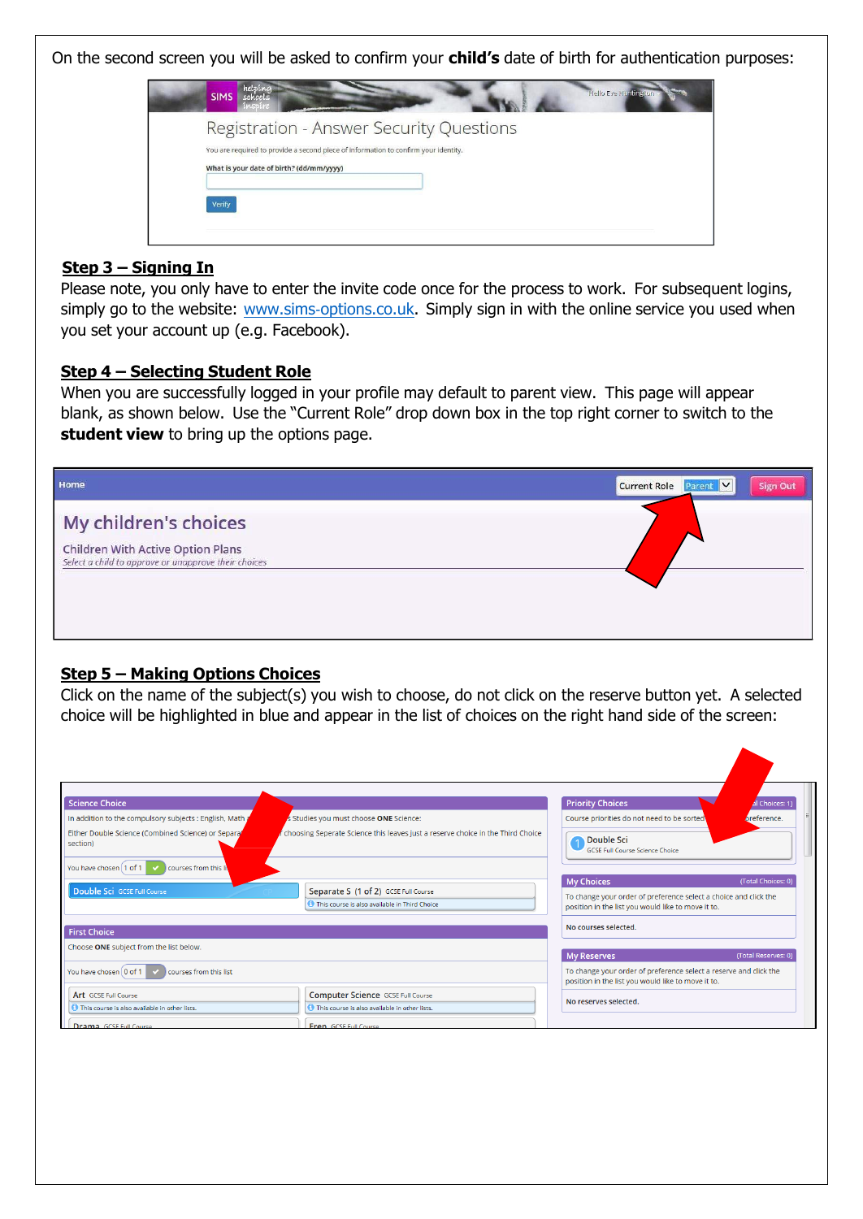On the second screen you will be asked to confirm your **child's** date of birth for authentication purposes:

## Step 3 – Signing In

Please note, you only have to enter the invite code once for the process to work. For subsequent logins, simply go to the website: www.sims-options.co.uk. Simply sign in with the online service you used when you set your account up (e.g. Facebook).

## Step 4 – Selecting Student Role

When you are successfully logged in your profile may default to parent view. This page will appear blank, as shown below. Use the "Current Role" drop down box in the top right corner to switch to the **student view** to bring up the options page.

## Step 5 – Making Options Choices

Click on the name of the subject(s) you wish to choose, do not click on the reserve button yet. A selected choice will be highlighted in blue and appear in the list of choices on the right hand side of the screen: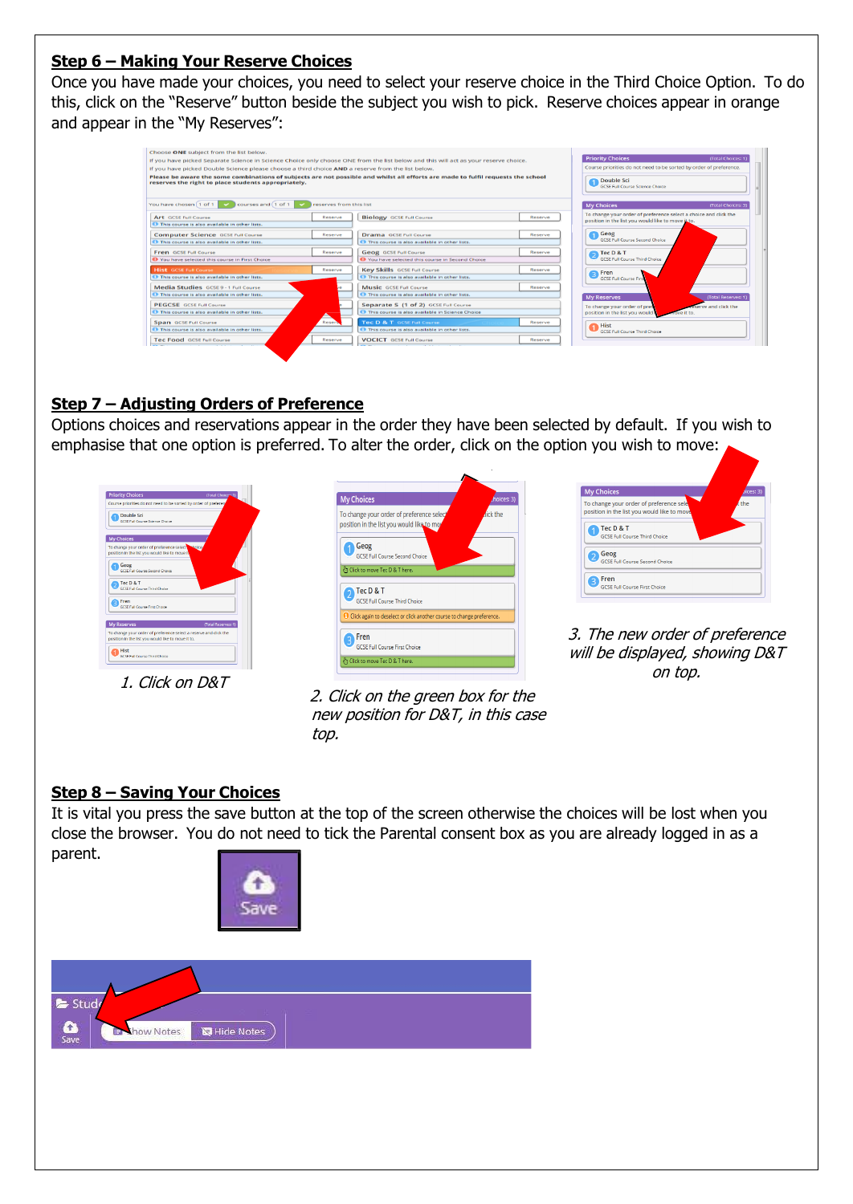## Step 6 – Making Your Reserve Choices

Once you have made your choices, you need to select your reserve choice in the Third Choice Option. To do this, click on the "Reserve" button beside the subject you wish to pick. Reserve choices appear in orange and appear in the "My Reserves":

## Step 7 – Adjusting Orders of Preference

Options choices and reservations appear in the order they have been selected by default. If you wish to emphasise that one option is preferred. To alter the order, click on the option you wish to move:

*1. Click on D&T*

*2. Click on the green box for the new position for D&T, in this case top.*

*3. The new order of preference will be displayed, showing D&T on top.*

## Step 8 – Saving Your Choices

It is vital you press the save button at the top of the screen otherwise the choices will be lost when you close the browser. You do not need to tick the Parental consent box as you are already logged in as a parent.